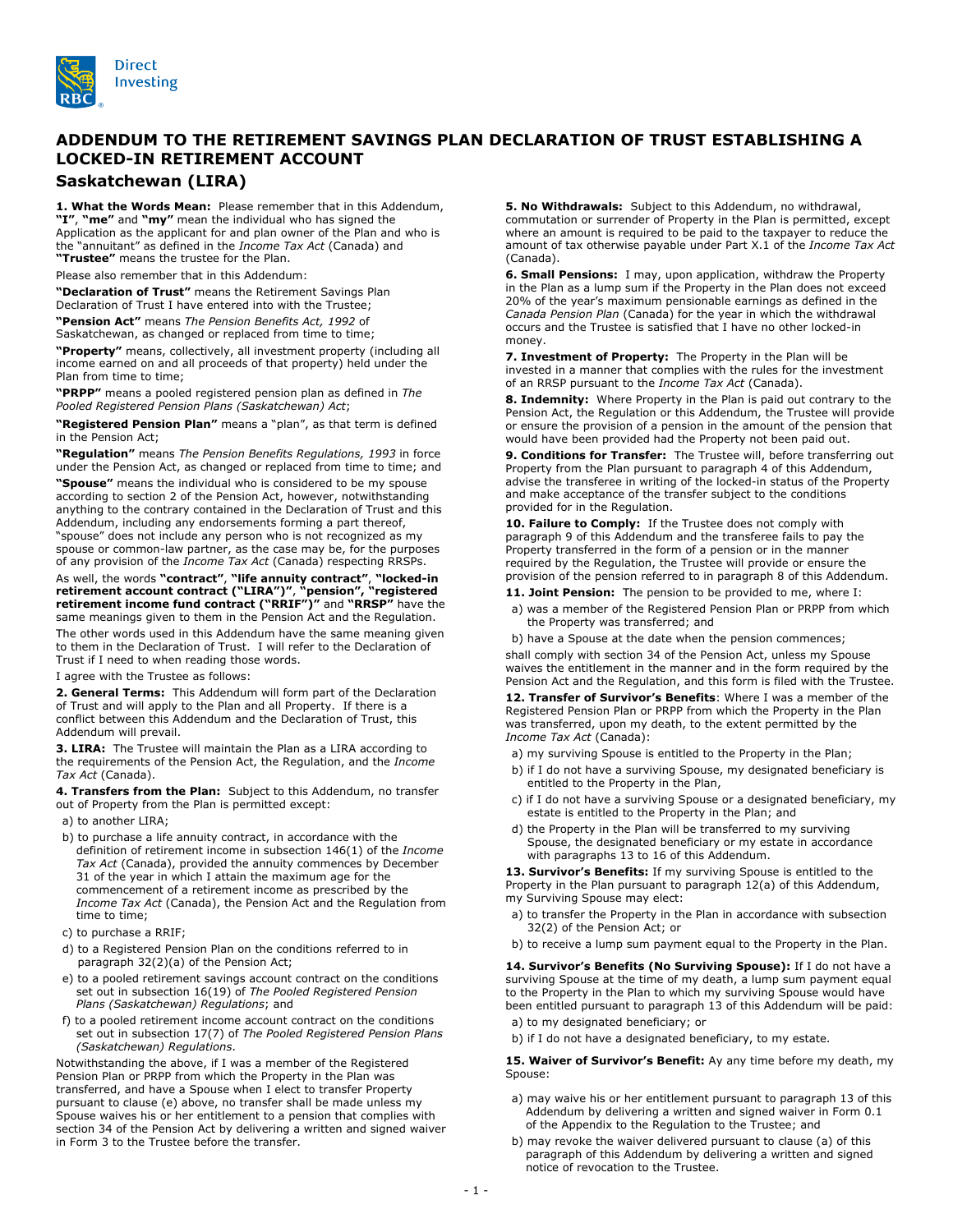# ADDENDUM TO THE RETIREMENT SAVINGS PLAN DECLARATION OF TRUST ESTABLISHING A LOCKED-IN RETIREMENT ACCOUNT

## Saskatchewan (LIRA)

**1. What the Words Mean:** Please remember that in this Addendum, **"I"**, **"me"** and **"my"** mean the individual who has signed the Application as the applicant for and plan owner of the Plan and who is the "annuitant" as defined in the *Income Tax Act* (Canada) and **"Trustee"** means the trustee for the Plan.

Please also remember that in this Addendum:

**"Declaration of Trust"** means the Retirement Savings Plan Declaration of Trust I have entered into with the Trustee;

**"Pension Act"** means *The Pension Benefits Act, 1992* of Saskatchewan, as changed or replaced from time to time;

**"Property"** means, collectively, all investment property (including all income earned on and all proceeds of that property) held under the Plan from time to time;

**"PRPP"** means a pooled registered pension plan as defined in *The Pooled Registered Pension Plans (Saskatchewan) Act*;

**"Registered Pension Plan"** means a "plan", as that term is defined in the Pension Act;

**"Regulation"** means *The Pension Benefits Regulations, 1993* in force under the Pension Act, as changed or replaced from time to time; and

**"Spouse"** means the individual who is considered to be my spouse according to section 2 of the Pension Act, however, notwithstanding anything to the contrary contained in the Declaration of Trust and this Addendum, including any endorsements forming a part thereof, "spouse" does not include any person who is not recognized as my spouse or common-law partner, as the case may be, for the purposes of any provision of the *Income Tax Act* (Canada) respecting RRSPs.

As well, the words **"contract"**, **"life annuity contract"**, **"locked-in retirement account contract ("LIRA")"**, **"pension"**, **"registered retirement income fund contract ("RRIF")"** and **"RRSP"** have the same meanings given to them in the Pension Act and the Regulation.

The other words used in this Addendum have the same meaning given to them in the Declaration of Trust. I will refer to the Declaration of Trust if I need to when reading those words.

I agree with the Trustee as follows:

**2. General Terms:** This Addendum will form part of the Declaration of Trust and will apply to the Plan and all Property. If there is a conflict between this Addendum and the Declaration of Trust, this Addendum will prevail.

**3. LIRA:** The Trustee will maintain the Plan as a LIRA according to the requirements of the Pension Act, the Regulation, and the *Income Tax Act* (Canada).

**4. Transfers from the Plan:** Subject to this Addendum, no transfer out of Property from the Plan is permitted except:

a) to another LIRA;

b) to purchase a life annuity contract, in accordance with the definition of retirement income in subsection 146(1) of the *Income Tax Act* (Canada), provided the annuity commences by December 31 of the year in which I attain the maximum age for the commencement of a retirement income as prescribed by the *Income Tax Act* (Canada), the Pension Act and the Regulation from time to time;

c) to purchase a RRIF;

d) to a Registered Pension Plan on the conditions referred to in paragraph 32(2)(a) of the Pension Act;

e) to a pooled retirement savings account contract on the conditions set out in subsection 16(19) of *The Pooled Registered Pension Plans (Saskatchewan) Regulations*; and

f) to a pooled retirement income account contract on the conditions set out in subsection 17(7) of *The Pooled Registered Pension Plans (Saskatchewan) Regulations*.

Notwithstanding the above, if I was a member of the Registered Pension Plan or PRPP from which the Property in the Plan was transferred, and have a Spouse when I elect to transfer Property pursuant to clause (e) above, no transfer shall be made unless my Spouse waives his or her entitlement to a pension that complies with section 34 of the Pension Act by delivering a written and signed waiver in Form 3 to the Trustee before the transfer.

**5. No Withdrawals:** Subject to this Addendum, no withdrawal, commutation or surrender of Property in the Plan is permitted, except where an amount is required to be paid to the taxpayer to reduce the amount of tax otherwise payable under Part X.1 of the *Income Tax Act* (Canada).

**6. Small Pensions:** I may, upon application, withdraw the Property in the Plan as a lump sum if the Property in the Plan does not exceed 20% of the year's maximum pensionable earnings as defined in the *Canada Pension Plan* (Canada) for the year in which the withdrawal occurs and the Trustee is satisfied that I have no other locked-in money.

**7. Investment of Property:** The Property in the Plan will be invested in a manner that complies with the rules for the investment of an RRSP pursuant to the *Income Tax Act* (Canada).

**8. Indemnity:** Where Property in the Plan is paid out contrary to the Pension Act, the Regulation or this Addendum, the Trustee will provide or ensure the provision of a pension in the amount of the pension that would have been provided had the Property not been paid out.

**9. Conditions for Transfer:** The Trustee will, before transferring out Property from the Plan pursuant to paragraph 4 of this Addendum, advise the transferee in writing of the locked-in status of the Property and make acceptance of the transfer subject to the conditions provided for in the Regulation.

**10. Failure to Comply:** If the Trustee does not comply with paragraph 9 of this Addendum and the transferee fails to pay the Property transferred in the form of a pension or in the manner required by the Regulation, the Trustee will provide or ensure the provision of the pension referred to in paragraph 8 of this Addendum.

**11. Joint Pension:** The pension to be provided to me, where I:

a) was a member of the Registered Pension Plan or PRPP from which the Property was transferred; and

b) have a Spouse at the date when the pension commences;

shall comply with section 34 of the Pension Act, unless my Spouse waives the entitlement in the manner and in the form required by the Pension Act and the Regulation, and this form is filed with the Trustee.

**12. Transfer of Survivor's Benefits**: Where I was a member of the Registered Pension Plan or PRPP from which the Property in the Plan was transferred, upon my death, to the extent permitted by the *Income Tax Act* (Canada):

a) my surviving Spouse is entitled to the Property in the Plan;

b) if I do not have a surviving Spouse, my designated beneficiary is entitled to the Property in the Plan,

c) if I do not have a surviving Spouse or a designated beneficiary, my estate is entitled to the Property in the Plan; and

d) the Property in the Plan will be transferred to my surviving Spouse, the designated beneficiary or my estate in accordance with paragraphs 13 to 16 of this Addendum.

**13. Survivor's Benefits:** If my surviving Spouse is entitled to the Property in the Plan pursuant to paragraph 12(a) of this Addendum, my Surviving Spouse may elect:

a) to transfer the Property in the Plan in accordance with subsection 32(2) of the Pension Act; or

b) to receive a lump sum payment equal to the Property in the Plan.

**14. Survivor's Benefits (No Surviving Spouse):** If I do not have a surviving Spouse at the time of my death, a lump sum payment equal to the Property in the Plan to which my surviving Spouse would have been entitled pursuant to paragraph 13 of this Addendum will be paid:

a) to my designated beneficiary; or

b) if I do not have a designated beneficiary, to my estate.

**15. Waiver of Survivor's Benefit:** Ay any time before my death, my Spouse:

a) may waive his or her entitlement pursuant to paragraph 13 of this Addendum by delivering a written and signed waiver in Form 0.1 of the Appendix to the Regulation to the Trustee; and

b) may revoke the waiver delivered pursuant to clause (a) of this paragraph of this Addendum by delivering a written and signed notice of revocation to the Trustee.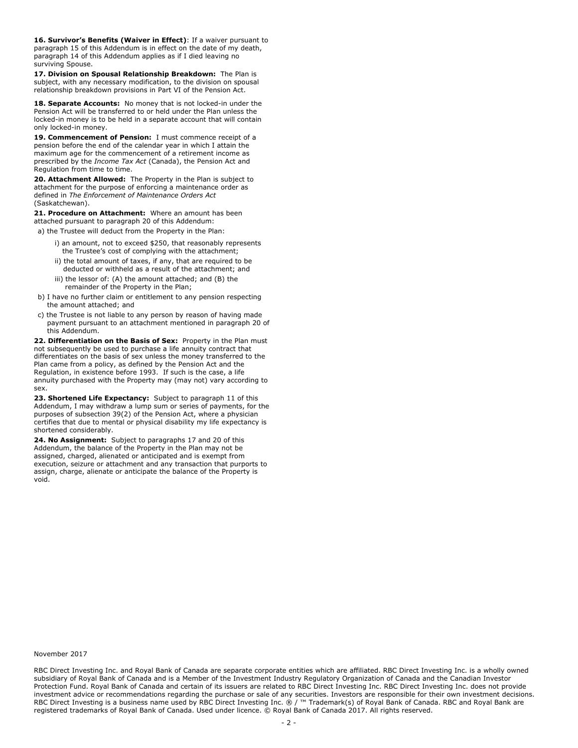**16. Survivor's Benefits (Waiver in Effect)**: If a waiver pursuant to paragraph 15 of this Addendum is in effect on the date of my death, paragraph 14 of this Addendum applies as if I died leaving no surviving Spouse.

**17. Division on Spousal Relationship Breakdown:** The Plan is subject, with any necessary modification, to the division on spousal relationship breakdown provisions in Part VI of the Pension Act.

**18. Separate Accounts:** No money that is not locked-in under the Pension Act will be transferred to or held under the Plan unless the locked-in money is to be held in a separate account that will contain only locked-in money.

**19. Commencement of Pension:** I must commence receipt of a pension before the end of the calendar year in which I attain the maximum age for the commencement of a retirement income as prescribed by the *Income Tax Act* (Canada), the Pension Act and Regulation from time to time.

**20. Attachment Allowed:** The Property in the Plan is subject to attachment for the purpose of enforcing a maintenance order as defined in *The Enforcement of Maintenance Orders Act* (Saskatchewan).

**21. Procedure on Attachment:** Where an amount has been attached pursuant to paragraph 20 of this Addendum:

a) the Trustee will deduct from the Property in the Plan:

   i) an amount, not to exceed $250, that reasonably represents the Trustee's cost of complying with the attachment;

   ii) the total amount of taxes, if any, that are required to be deducted or withheld as a result of the attachment; and

   iii) the lessor of: (A) the amount attached; and (B) the remainder of the Property in the Plan;

b) I have no further claim or entitlement to any pension respecting the amount attached; and

c) the Trustee is not liable to any person by reason of having made payment pursuant to an attachment mentioned in paragraph 20 of this Addendum.

**22. Differentiation on the Basis of Sex:** Property in the Plan must not subsequently be used to purchase a life annuity contract that differentiates on the basis of sex unless the money transferred to the Plan came from a policy, as defined by the Pension Act and the Regulation, in existence before 1993. If such is the case, a life annuity purchased with the Property may (may not) vary according to sex.

**23. Shortened Life Expectancy:** Subject to paragraph 11 of this Addendum, I may withdraw a lump sum or series of payments, for the purposes of subsection 39(2) of the Pension Act, where a physician certifies that due to mental or physical disability my life expectancy is shortened considerably.

**24. No Assignment:** Subject to paragraphs 17 and 20 of this Addendum, the balance of the Property in the Plan may not be assigned, charged, alienated or anticipated and is exempt from execution, seizure or attachment and any transaction that purports to assign, charge, alienate or anticipate the balance of the Property is void.

November 2017

RBC Direct Investing Inc. and Royal Bank of Canada are separate corporate entities which are affiliated. RBC Direct Investing Inc. is a wholly owned subsidiary of Royal Bank of Canada and is a Member of the Investment Industry Regulatory Organization of Canada and the Canadian Investor Protection Fund. Royal Bank of Canada and certain of its issuers are related to RBC Direct Investing Inc. RBC Direct Investing Inc. does not provide investment advice or recommendations regarding the purchase or sale of any securities. Investors are responsible for their own investment decisions. RBC Direct Investing is a business name used by RBC Direct Investing Inc. ® / ™ Trademark(s) of Royal Bank of Canada. RBC and Royal Bank are registered trademarks of Royal Bank of Canada. Used under licence. © Royal Bank of Canada 2017. All rights reserved.